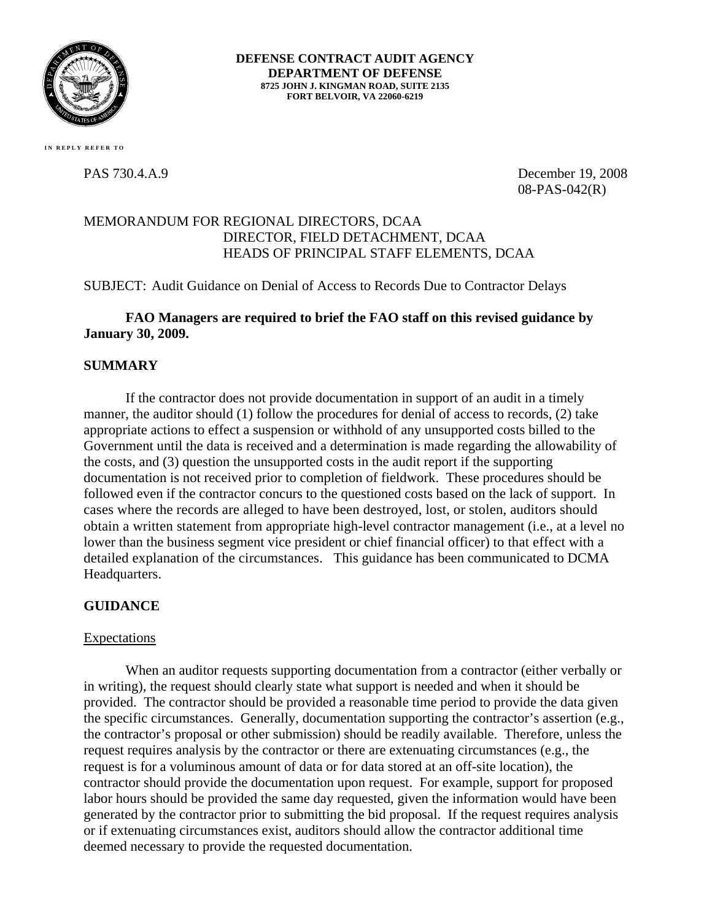**DEFENSE CONTRACT AUDIT AGENCY**
**DEPARTMENT OF DEFENSE**
**8725 JOHN J. KINGMAN ROAD, SUITE 2135**
**FORT BELVOIR, VA 22060-6219**

IN REPLY REFER TO

PAS 730.4.A.9

December 19, 2008
08-PAS-042(R)

MEMORANDUM FOR REGIONAL DIRECTORS, DCAA
DIRECTOR, FIELD DETACHMENT, DCAA
HEADS OF PRINCIPAL STAFF ELEMENTS, DCAA

SUBJECT: Audit Guidance on Denial of Access to Records Due to Contractor Delays

**FAO Managers are required to brief the FAO staff on this revised guidance by January 30, 2009.**

## SUMMARY

If the contractor does not provide documentation in support of an audit in a timely manner, the auditor should (1) follow the procedures for denial of access to records, (2) take appropriate actions to effect a suspension or withhold of any unsupported costs billed to the Government until the data is received and a determination is made regarding the allowability of the costs, and (3) question the unsupported costs in the audit report if the supporting documentation is not received prior to completion of fieldwork. These procedures should be followed even if the contractor concurs to the questioned costs based on the lack of support. In cases where the records are alleged to have been destroyed, lost, or stolen, auditors should obtain a written statement from appropriate high-level contractor management (i.e., at a level no lower than the business segment vice president or chief financial officer) to that effect with a detailed explanation of the circumstances. This guidance has been communicated to DCMA Headquarters.

## GUIDANCE

### Expectations

When an auditor requests supporting documentation from a contractor (either verbally or in writing), the request should clearly state what support is needed and when it should be provided. The contractor should be provided a reasonable time period to provide the data given the specific circumstances. Generally, documentation supporting the contractor's assertion (e.g., the contractor's proposal or other submission) should be readily available. Therefore, unless the request requires analysis by the contractor or there are extenuating circumstances (e.g., the request is for a voluminous amount of data or for data stored at an off-site location), the contractor should provide the documentation upon request. For example, support for proposed labor hours should be provided the same day requested, given the information would have been generated by the contractor prior to submitting the bid proposal. If the request requires analysis or if extenuating circumstances exist, auditors should allow the contractor additional time deemed necessary to provide the requested documentation.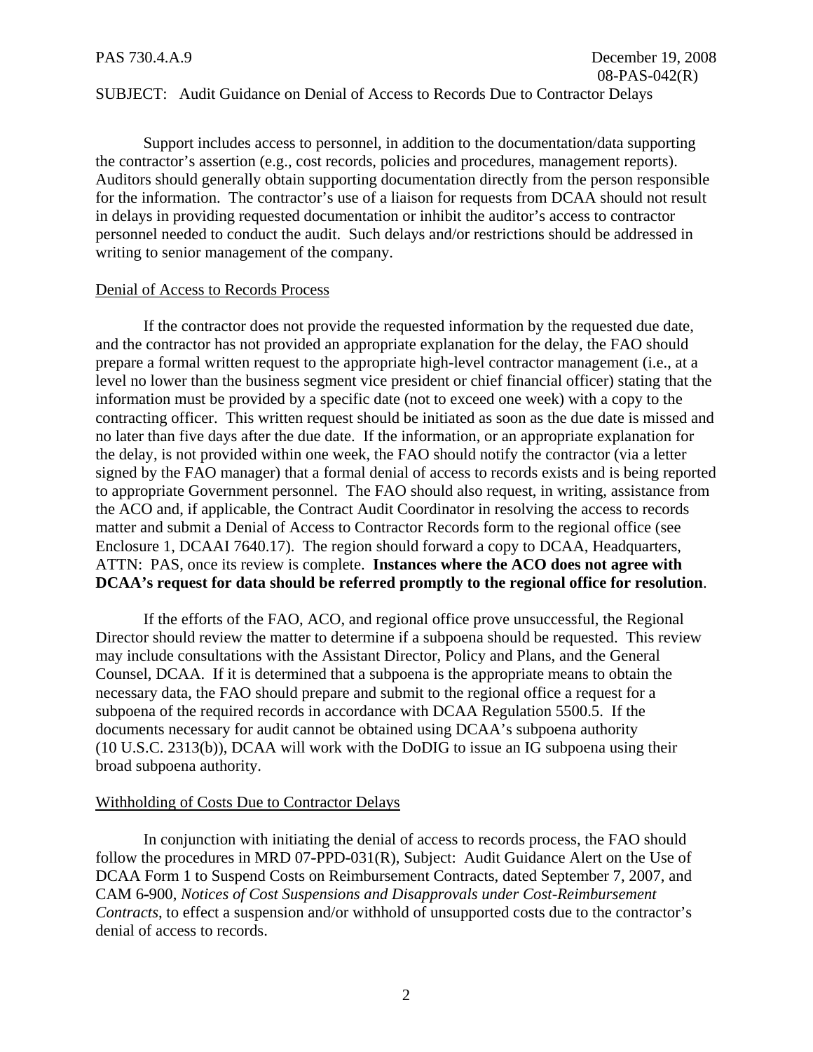Support includes access to personnel, in addition to the documentation/data supporting the contractor's assertion (e.g., cost records, policies and procedures, management reports). Auditors should generally obtain supporting documentation directly from the person responsible for the information. The contractor's use of a liaison for requests from DCAA should not result in delays in providing requested documentation or inhibit the auditor's access to contractor personnel needed to conduct the audit. Such delays and/or restrictions should be addressed in writing to senior management of the company.

Denial of Access to Records Process

If the contractor does not provide the requested information by the requested due date, and the contractor has not provided an appropriate explanation for the delay, the FAO should prepare a formal written request to the appropriate high-level contractor management (i.e., at a level no lower than the business segment vice president or chief financial officer) stating that the information must be provided by a specific date (not to exceed one week) with a copy to the contracting officer. This written request should be initiated as soon as the due date is missed and no later than five days after the due date. If the information, or an appropriate explanation for the delay, is not provided within one week, the FAO should notify the contractor (via a letter signed by the FAO manager) that a formal denial of access to records exists and is being reported to appropriate Government personnel. The FAO should also request, in writing, assistance from the ACO and, if applicable, the Contract Audit Coordinator in resolving the access to records matter and submit a Denial of Access to Contractor Records form to the regional office (see Enclosure 1, DCAAI 7640.17). The region should forward a copy to DCAA, Headquarters, ATTN: PAS, once its review is complete. **Instances where the ACO does not agree with DCAA's request for data should be referred promptly to the regional office for resolution**.

If the efforts of the FAO, ACO, and regional office prove unsuccessful, the Regional Director should review the matter to determine if a subpoena should be requested. This review may include consultations with the Assistant Director, Policy and Plans, and the General Counsel, DCAA. If it is determined that a subpoena is the appropriate means to obtain the necessary data, the FAO should prepare and submit to the regional office a request for a subpoena of the required records in accordance with DCAA Regulation 5500.5. If the documents necessary for audit cannot be obtained using DCAA's subpoena authority (10 U.S.C. 2313(b)), DCAA will work with the DoDIG to issue an IG subpoena using their broad subpoena authority.

Withholding of Costs Due to Contractor Delays

In conjunction with initiating the denial of access to records process, the FAO should follow the procedures in MRD 07-PPD-031(R), Subject: Audit Guidance Alert on the Use of DCAA Form 1 to Suspend Costs on Reimbursement Contracts, dated September 7, 2007, and CAM 6-900, *Notices of Cost Suspensions and Disapprovals under Cost-Reimbursement Contracts*, to effect a suspension and/or withhold of unsupported costs due to the contractor's denial of access to records.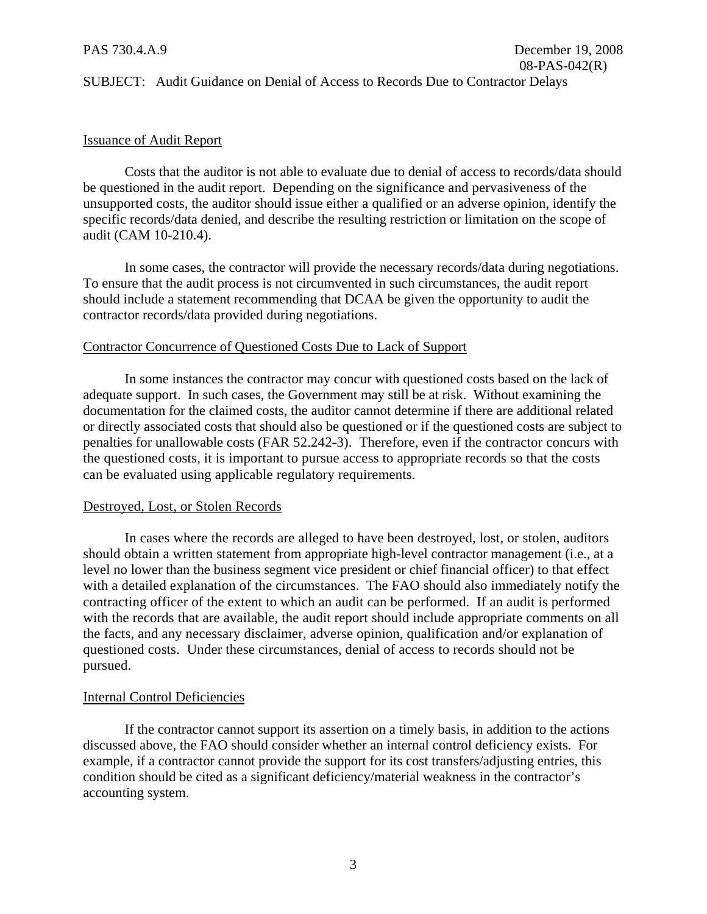Issuance of Audit Report

Costs that the auditor is not able to evaluate due to denial of access to records/data should be questioned in the audit report. Depending on the significance and pervasiveness of the unsupported costs, the auditor should issue either a qualified or an adverse opinion, identify the specific records/data denied, and describe the resulting restriction or limitation on the scope of audit (CAM 10-210.4).

In some cases, the contractor will provide the necessary records/data during negotiations. To ensure that the audit process is not circumvented in such circumstances, the audit report should include a statement recommending that DCAA be given the opportunity to audit the contractor records/data provided during negotiations.

Contractor Concurrence of Questioned Costs Due to Lack of Support

In some instances the contractor may concur with questioned costs based on the lack of adequate support. In such cases, the Government may still be at risk. Without examining the documentation for the claimed costs, the auditor cannot determine if there are additional related or directly associated costs that should also be questioned or if the questioned costs are subject to penalties for unallowable costs (FAR 52.242-3). Therefore, even if the contractor concurs with the questioned costs, it is important to pursue access to appropriate records so that the costs can be evaluated using applicable regulatory requirements.

Destroyed, Lost, or Stolen Records

In cases where the records are alleged to have been destroyed, lost, or stolen, auditors should obtain a written statement from appropriate high-level contractor management (i.e., at a level no lower than the business segment vice president or chief financial officer) to that effect with a detailed explanation of the circumstances. The FAO should also immediately notify the contracting officer of the extent to which an audit can be performed. If an audit is performed with the records that are available, the audit report should include appropriate comments on all the facts, and any necessary disclaimer, adverse opinion, qualification and/or explanation of questioned costs. Under these circumstances, denial of access to records should not be pursued.

Internal Control Deficiencies

If the contractor cannot support its assertion on a timely basis, in addition to the actions discussed above, the FAO should consider whether an internal control deficiency exists. For example, if a contractor cannot provide the support for its cost transfers/adjusting entries, this condition should be cited as a significant deficiency/material weakness in the contractor's accounting system.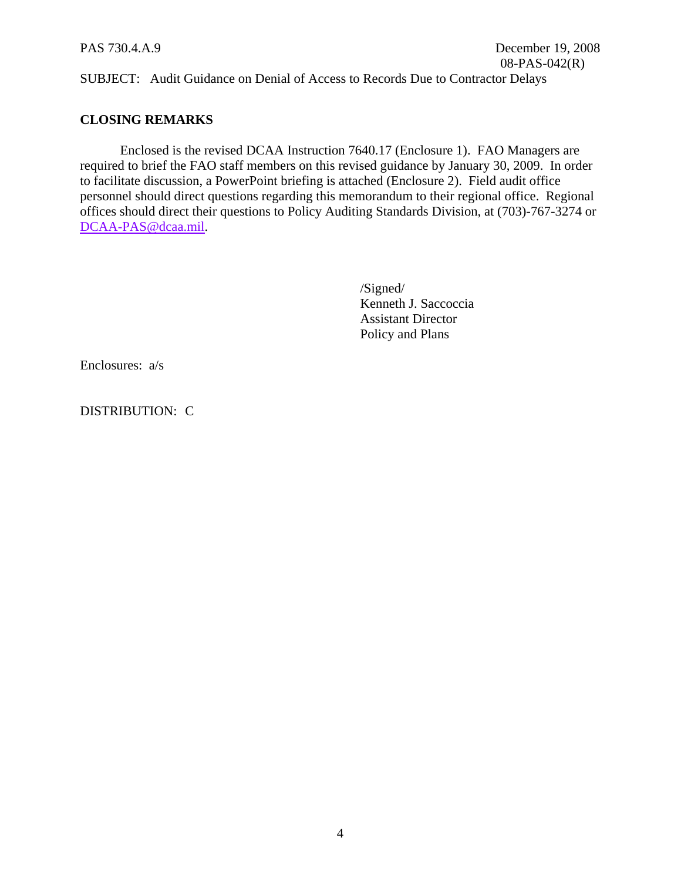## CLOSING REMARKS

Enclosed is the revised DCAA Instruction 7640.17 (Enclosure 1). FAO Managers are required to brief the FAO staff members on this revised guidance by January 30, 2009. In order to facilitate discussion, a PowerPoint briefing is attached (Enclosure 2). Field audit office personnel should direct questions regarding this memorandum to their regional office. Regional offices should direct their questions to Policy Auditing Standards Division, at (703)-767-3274 or DCAA-PAS@dcaa.mil.

/Signed/
Kenneth J. Saccoccia
Assistant Director
Policy and Plans

Enclosures: a/s

DISTRIBUTION: C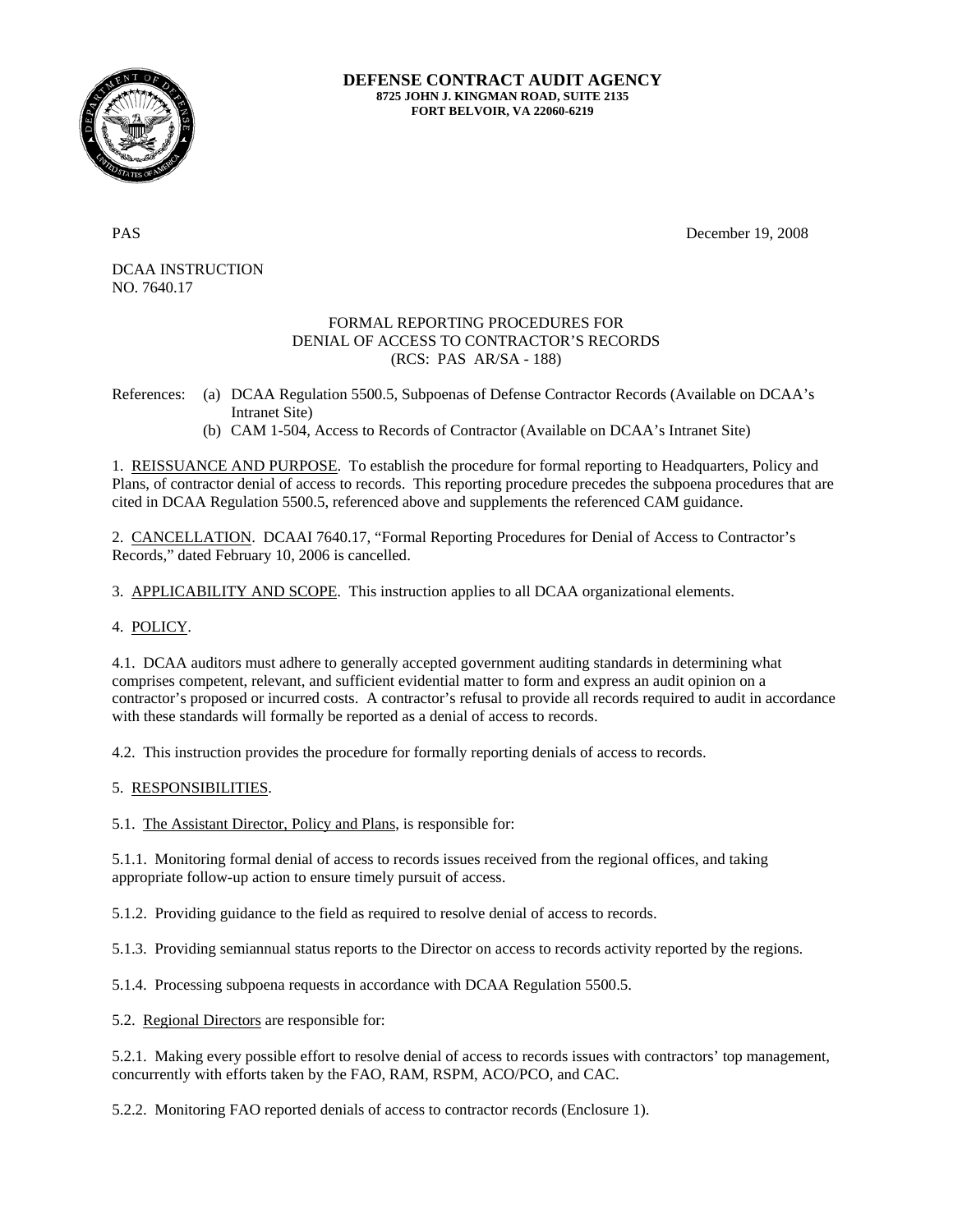**DEFENSE CONTRACT AUDIT AGENCY**
**8725 JOHN J. KINGMAN ROAD, SUITE 2135**
**FORT BELVOIR, VA 22060-6219**

PAS December 19, 2008

DCAA INSTRUCTION
NO. 7640.17

FORMAL REPORTING PROCEDURES FOR
DENIAL OF ACCESS TO CONTRACTOR'S RECORDS
(RCS: PAS AR/SA - 188)

References:
(a) DCAA Regulation 5500.5, Subpoenas of Defense Contractor Records (Available on DCAA's Intranet Site)
(b) CAM 1-504, Access to Records of Contractor (Available on DCAA's Intranet Site)

1. REISSUANCE AND PURPOSE. To establish the procedure for formal reporting to Headquarters, Policy and Plans, of contractor denial of access to records. This reporting procedure precedes the subpoena procedures that are cited in DCAA Regulation 5500.5, referenced above and supplements the referenced CAM guidance.

2. CANCELLATION. DCAAI 7640.17, "Formal Reporting Procedures for Denial of Access to Contractor's Records," dated February 10, 2006 is cancelled.

3. APPLICABILITY AND SCOPE. This instruction applies to all DCAA organizational elements.

4. POLICY.

4.1. DCAA auditors must adhere to generally accepted government auditing standards in determining what comprises competent, relevant, and sufficient evidential matter to form and express an audit opinion on a contractor's proposed or incurred costs. A contractor's refusal to provide all records required to audit in accordance with these standards will formally be reported as a denial of access to records.

4.2. This instruction provides the procedure for formally reporting denials of access to records.

5. RESPONSIBILITIES.

5.1. The Assistant Director, Policy and Plans, is responsible for:

5.1.1. Monitoring formal denial of access to records issues received from the regional offices, and taking appropriate follow-up action to ensure timely pursuit of access.

5.1.2. Providing guidance to the field as required to resolve denial of access to records.

5.1.3. Providing semiannual status reports to the Director on access to records activity reported by the regions.

5.1.4. Processing subpoena requests in accordance with DCAA Regulation 5500.5.

5.2. Regional Directors are responsible for:

5.2.1. Making every possible effort to resolve denial of access to records issues with contractors' top management, concurrently with efforts taken by the FAO, RAM, RSPM, ACO/PCO, and CAC.

5.2.2. Monitoring FAO reported denials of access to contractor records (Enclosure 1).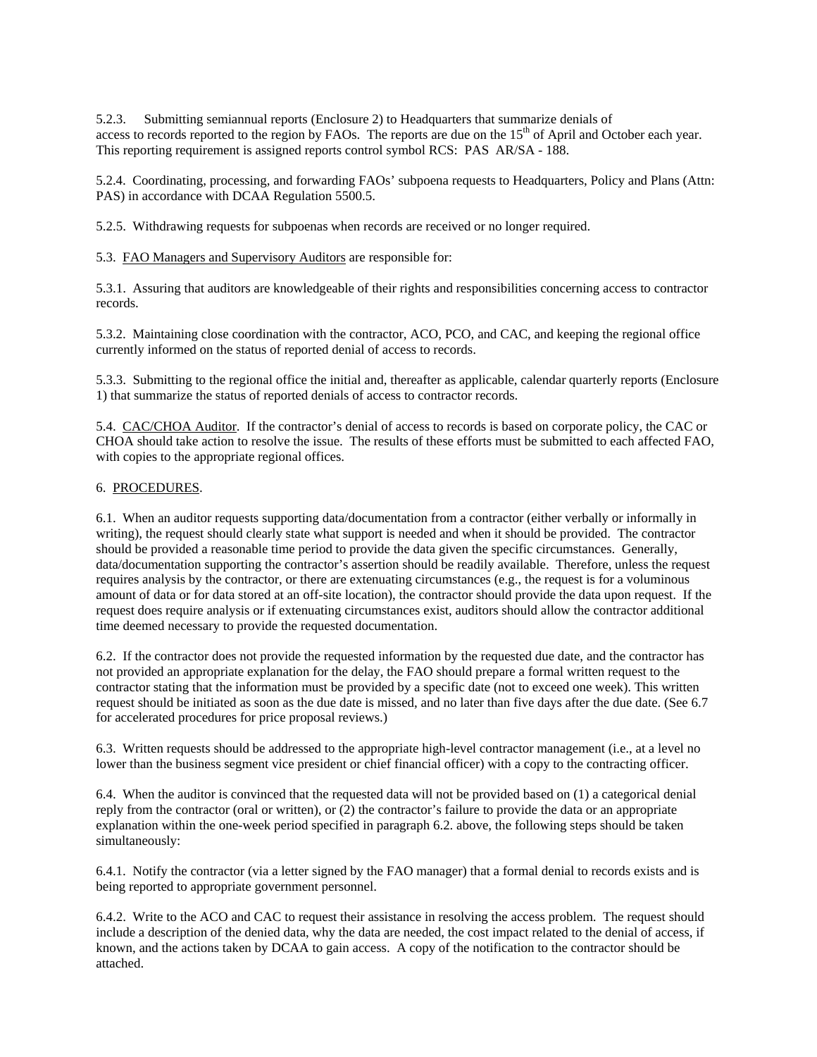5.2.3. Submitting semiannual reports (Enclosure 2) to Headquarters that summarize denials of access to records reported to the region by FAOs. The reports are due on the 15th of April and October each year. This reporting requirement is assigned reports control symbol RCS: PAS AR/SA - 188.

5.2.4. Coordinating, processing, and forwarding FAOs' subpoena requests to Headquarters, Policy and Plans (Attn: PAS) in accordance with DCAA Regulation 5500.5.

5.2.5. Withdrawing requests for subpoenas when records are received or no longer required.

5.3. FAO Managers and Supervisory Auditors are responsible for:

5.3.1. Assuring that auditors are knowledgeable of their rights and responsibilities concerning access to contractor records.

5.3.2. Maintaining close coordination with the contractor, ACO, PCO, and CAC, and keeping the regional office currently informed on the status of reported denial of access to records.

5.3.3. Submitting to the regional office the initial and, thereafter as applicable, calendar quarterly reports (Enclosure 1) that summarize the status of reported denials of access to contractor records.

5.4. CAC/CHOA Auditor. If the contractor's denial of access to records is based on corporate policy, the CAC or CHOA should take action to resolve the issue. The results of these efforts must be submitted to each affected FAO, with copies to the appropriate regional offices.

6. PROCEDURES.

6.1. When an auditor requests supporting data/documentation from a contractor (either verbally or informally in writing), the request should clearly state what support is needed and when it should be provided. The contractor should be provided a reasonable time period to provide the data given the specific circumstances. Generally, data/documentation supporting the contractor's assertion should be readily available. Therefore, unless the request requires analysis by the contractor, or there are extenuating circumstances (e.g., the request is for a voluminous amount of data or for data stored at an off-site location), the contractor should provide the data upon request. If the request does require analysis or if extenuating circumstances exist, auditors should allow the contractor additional time deemed necessary to provide the requested documentation.

6.2. If the contractor does not provide the requested information by the requested due date, and the contractor has not provided an appropriate explanation for the delay, the FAO should prepare a formal written request to the contractor stating that the information must be provided by a specific date (not to exceed one week). This written request should be initiated as soon as the due date is missed, and no later than five days after the due date. (See 6.7 for accelerated procedures for price proposal reviews.)

6.3. Written requests should be addressed to the appropriate high-level contractor management (i.e., at a level no lower than the business segment vice president or chief financial officer) with a copy to the contracting officer.

6.4. When the auditor is convinced that the requested data will not be provided based on (1) a categorical denial reply from the contractor (oral or written), or (2) the contractor's failure to provide the data or an appropriate explanation within the one-week period specified in paragraph 6.2. above, the following steps should be taken simultaneously:

6.4.1. Notify the contractor (via a letter signed by the FAO manager) that a formal denial to records exists and is being reported to appropriate government personnel.

6.4.2. Write to the ACO and CAC to request their assistance in resolving the access problem. The request should include a description of the denied data, why the data are needed, the cost impact related to the denial of access, if known, and the actions taken by DCAA to gain access. A copy of the notification to the contractor should be attached.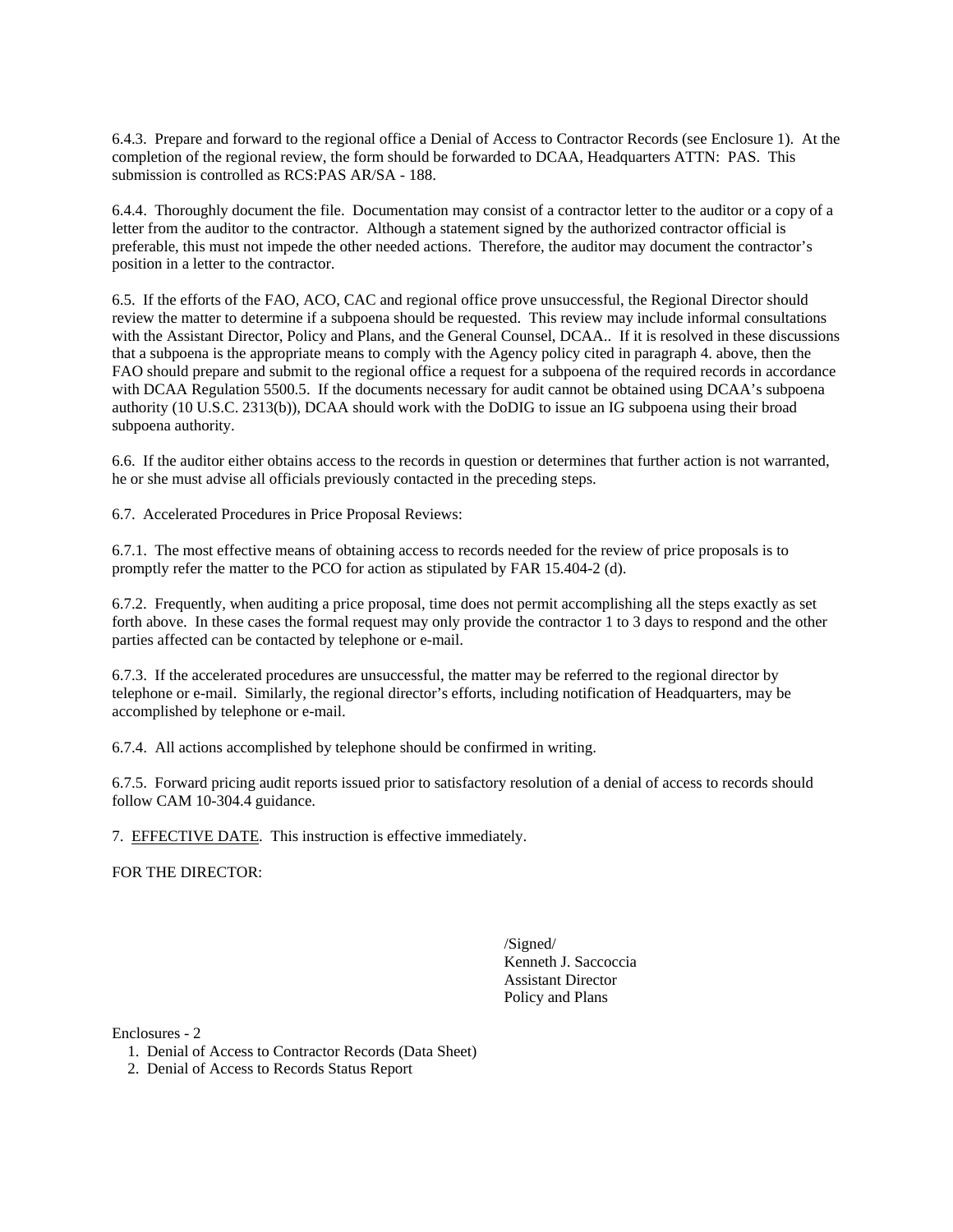6.4.3. Prepare and forward to the regional office a Denial of Access to Contractor Records (see Enclosure 1). At the completion of the regional review, the form should be forwarded to DCAA, Headquarters ATTN: PAS. This submission is controlled as RCS:PAS AR/SA - 188.

6.4.4. Thoroughly document the file. Documentation may consist of a contractor letter to the auditor or a copy of a letter from the auditor to the contractor. Although a statement signed by the authorized contractor official is preferable, this must not impede the other needed actions. Therefore, the auditor may document the contractor's position in a letter to the contractor.

6.5. If the efforts of the FAO, ACO, CAC and regional office prove unsuccessful, the Regional Director should review the matter to determine if a subpoena should be requested. This review may include informal consultations with the Assistant Director, Policy and Plans, and the General Counsel, DCAA.. If it is resolved in these discussions that a subpoena is the appropriate means to comply with the Agency policy cited in paragraph 4. above, then the FAO should prepare and submit to the regional office a request for a subpoena of the required records in accordance with DCAA Regulation 5500.5. If the documents necessary for audit cannot be obtained using DCAA's subpoena authority (10 U.S.C. 2313(b)), DCAA should work with the DoDIG to issue an IG subpoena using their broad subpoena authority.

6.6. If the auditor either obtains access to the records in question or determines that further action is not warranted, he or she must advise all officials previously contacted in the preceding steps.

6.7. Accelerated Procedures in Price Proposal Reviews:

6.7.1. The most effective means of obtaining access to records needed for the review of price proposals is to promptly refer the matter to the PCO for action as stipulated by FAR 15.404-2 (d).

6.7.2. Frequently, when auditing a price proposal, time does not permit accomplishing all the steps exactly as set forth above. In these cases the formal request may only provide the contractor 1 to 3 days to respond and the other parties affected can be contacted by telephone or e-mail.

6.7.3. If the accelerated procedures are unsuccessful, the matter may be referred to the regional director by telephone or e-mail. Similarly, the regional director's efforts, including notification of Headquarters, may be accomplished by telephone or e-mail.

6.7.4. All actions accomplished by telephone should be confirmed in writing.

6.7.5. Forward pricing audit reports issued prior to satisfactory resolution of a denial of access to records should follow CAM 10-304.4 guidance.

7. EFFECTIVE DATE. This instruction is effective immediately.

FOR THE DIRECTOR:

/Signed/
Kenneth J. Saccoccia
Assistant Director
Policy and Plans

Enclosures - 2

1. Denial of Access to Contractor Records (Data Sheet)
2. Denial of Access to Records Status Report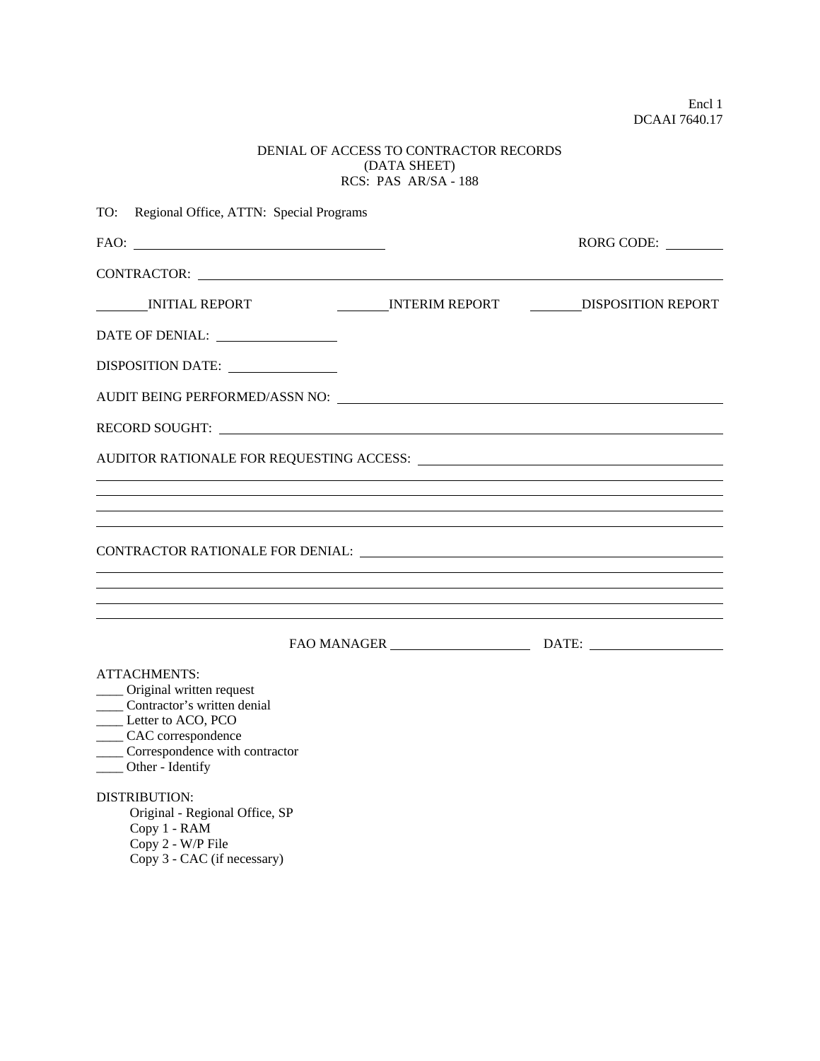Encl 1
DCAAI 7640.17

# DENIAL OF ACCESS TO CONTRACTOR RECORDS
## (DATA SHEET)
## RCS: PAS AR/SA - 188

TO: Regional Office, ATTN: Special Programs

FAO: ______________________________ RORG CODE: ________

CONTRACTOR: ____________________________________________________________

________INITIAL REPORT ________INTERIM REPORT ________DISPOSITION REPORT

DATE OF DENIAL: ______________

DISPOSITION DATE: ______________

AUDIT BEING PERFORMED/ASSN NO: ____________________________________________

RECORD SOUGHT: ________________________________________________________

AUDITOR RATIONALE FOR REQUESTING ACCESS: ______________________________________

______________________________________________________________________________

______________________________________________________________________________

______________________________________________________________________________

______________________________________________________________________________

CONTRACTOR RATIONALE FOR DENIAL: ____________________________________________

______________________________________________________________________________

______________________________________________________________________________

______________________________________________________________________________

______________________________________________________________________________

FAO MANAGER ________________ DATE: ________________

ATTACHMENTS:
____ Original written request
____ Contractor's written denial
____ Letter to ACO, PCO
____ CAC correspondence
____ Correspondence with contractor
____ Other - Identify

DISTRIBUTION:
Original - Regional Office, SP
Copy 1 - RAM
Copy 2 - W/P File
Copy 3 - CAC (if necessary)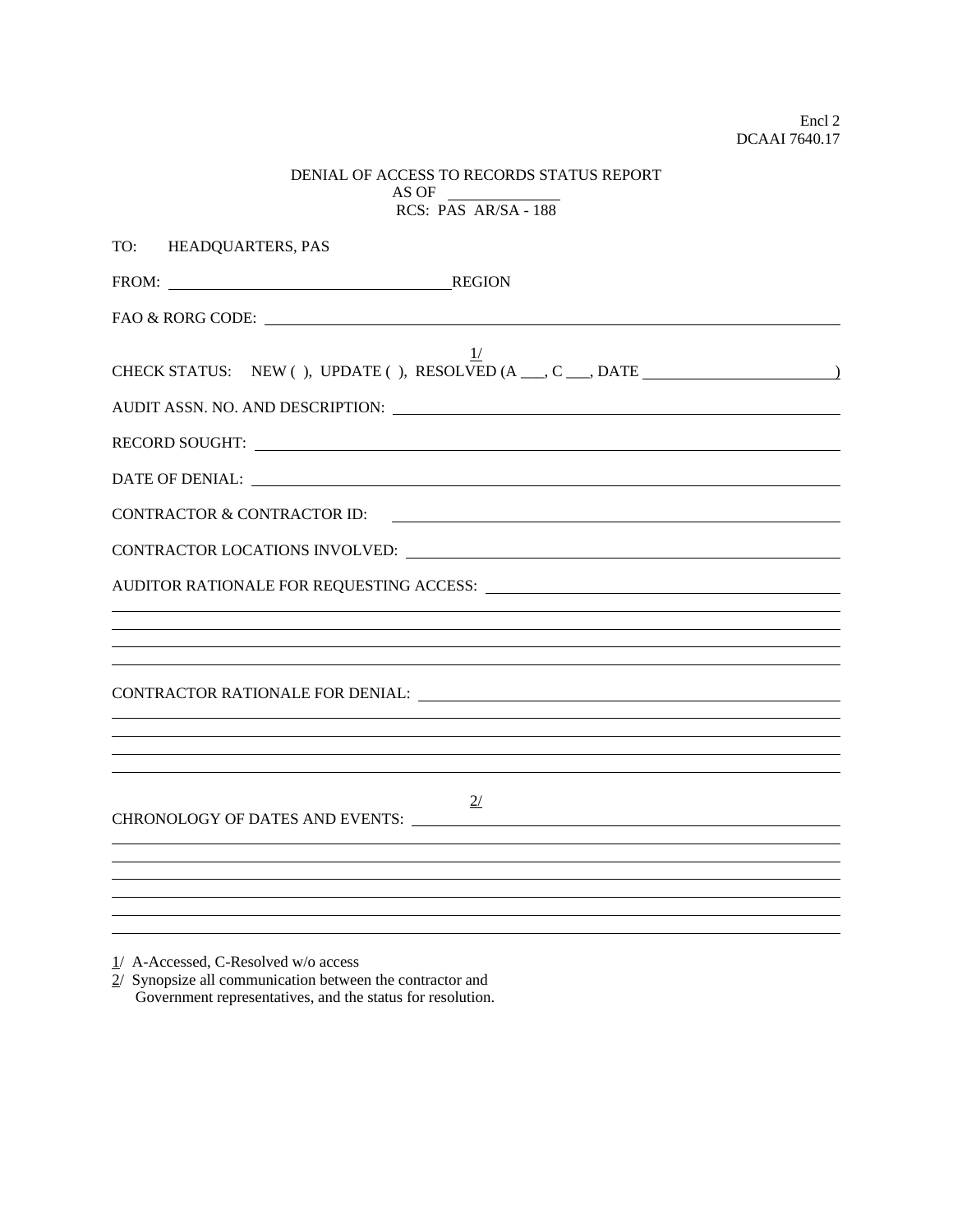Encl 2
DCAAI 7640.17

DENIAL OF ACCESS TO RECORDS STATUS REPORT
AS OF ____________
RCS: PAS AR/SA - 188

TO: HEADQUARTERS, PAS

FROM: ______________________________ REGION

FAO & RORG CODE: ______________________________________________________________

CHECK STATUS: NEW ( ), UPDATE ( ), RESOLVED [1/] (A ___, C ___, DATE ____________________)

AUDIT ASSN. NO. AND DESCRIPTION: ______________________________________________

RECORD SOUGHT: ________________________________________________________________

DATE OF DENIAL: _______________________________________________________________

CONTRACTOR & CONTRACTOR ID: ___________________________________________________

CONTRACTOR LOCATIONS INVOLVED: ________________________________________________

AUDITOR RATIONALE FOR REQUESTING ACCESS: ______________________________________

_______________________________________________________________________________

_______________________________________________________________________________

_______________________________________________________________________________

_______________________________________________________________________________

CONTRACTOR RATIONALE FOR DENIAL: ______________________________________________

_______________________________________________________________________________

_______________________________________________________________________________

_______________________________________________________________________________

_______________________________________________________________________________

CHRONOLOGY OF DATES AND EVENTS: [2/] __________________________________________

_______________________________________________________________________________

_______________________________________________________________________________

_______________________________________________________________________________

_______________________________________________________________________________

_______________________________________________________________________________

_______________________________________________________________________________

1/ A-Accessed, C-Resolved w/o access
2/ Synopsize all communication between the contractor and Government representatives, and the status for resolution.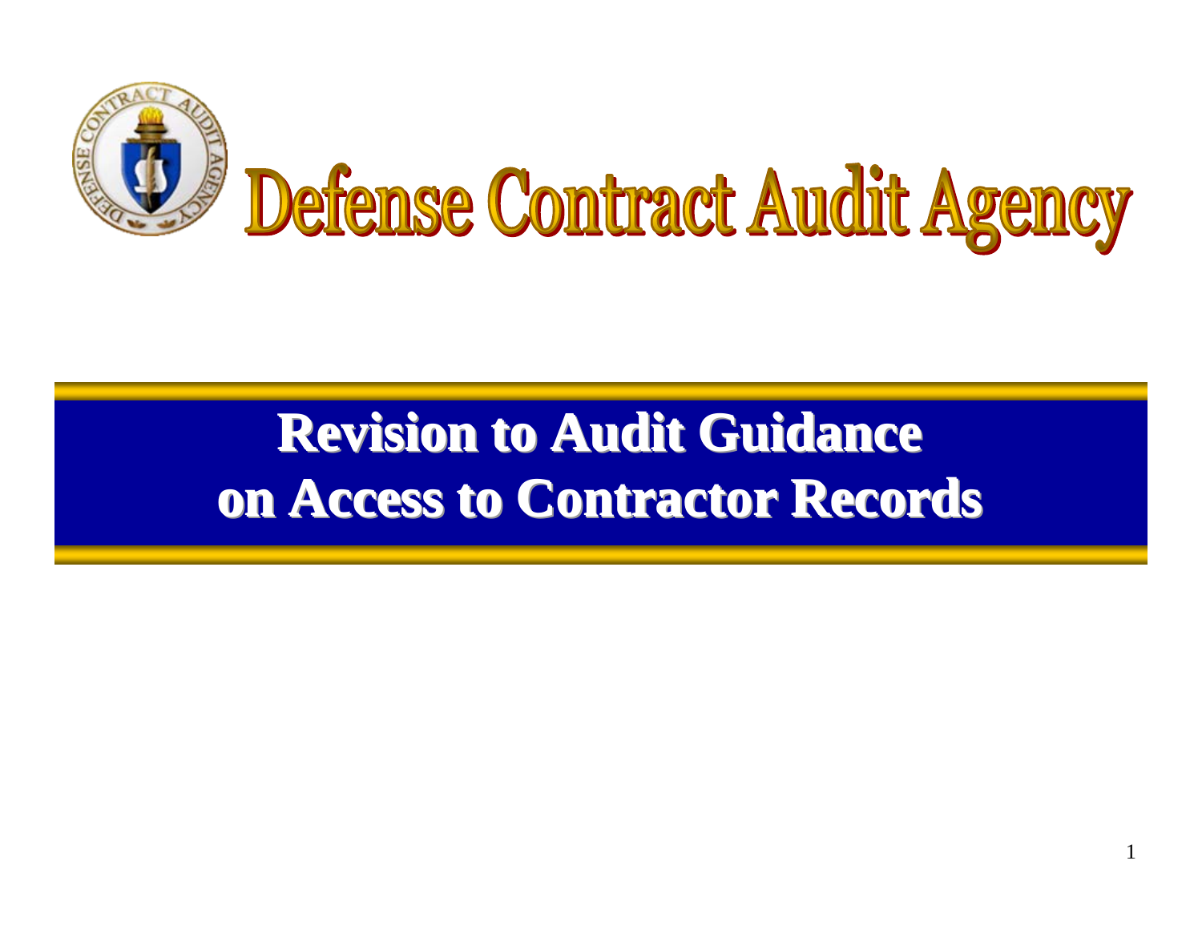# Defense Contract Audit Agency

## Revision to Audit Guidance on Access to Contractor Records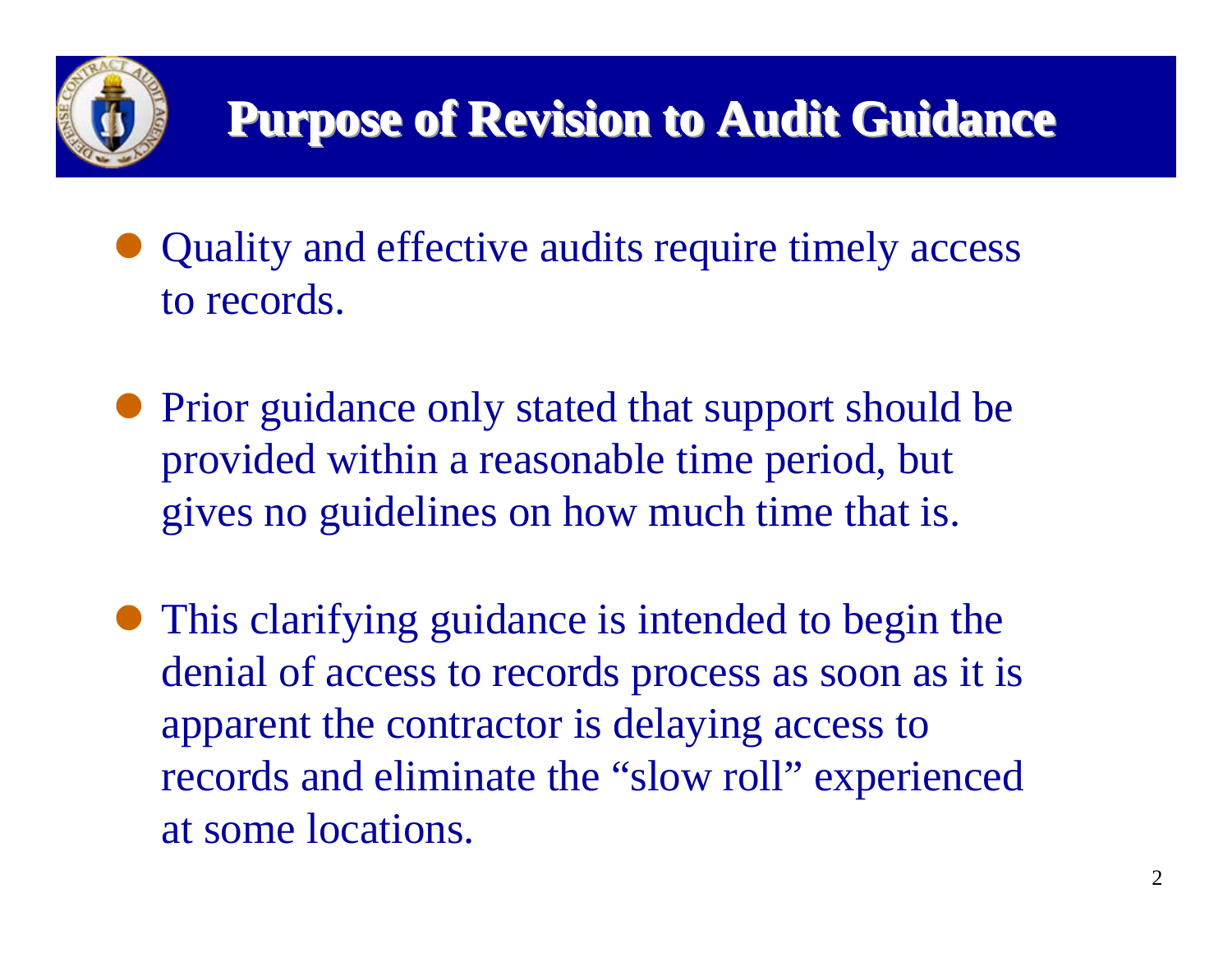# Purpose of Revision to Audit Guidance

- Quality and effective audits require timely access to records.
- Prior guidance only stated that support should be provided within a reasonable time period, but gives no guidelines on how much time that is.
- This clarifying guidance is intended to begin the denial of access to records process as soon as it is apparent the contractor is delaying access to records and eliminate the "slow roll" experienced at some locations.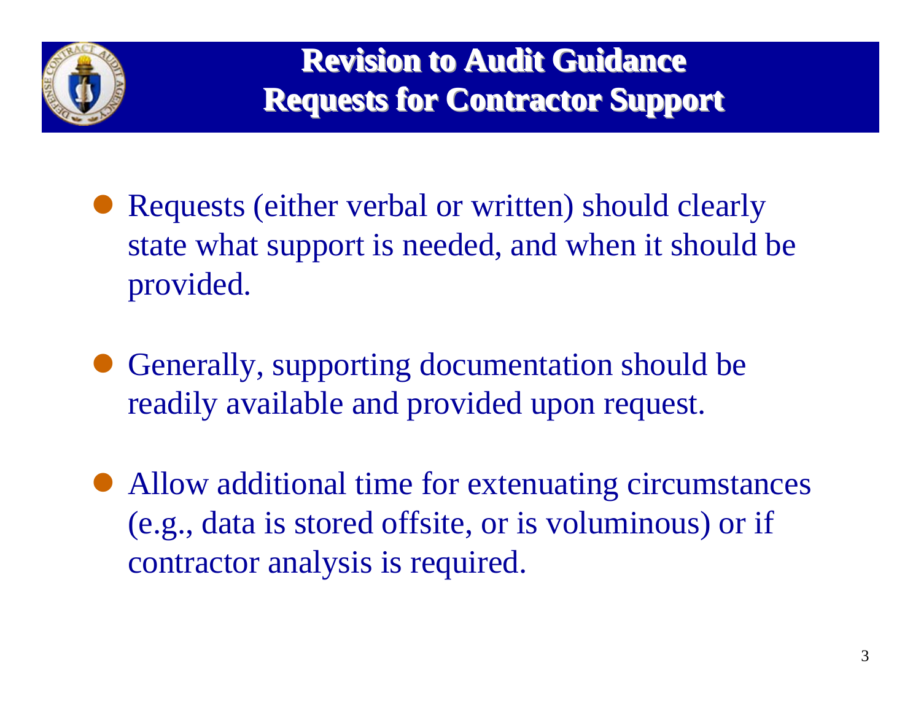# Revision to Audit Guidance
## Requests for Contractor Support

- Requests (either verbal or written) should clearly state what support is needed, and when it should be provided.
- Generally, supporting documentation should be readily available and provided upon request.
- Allow additional time for extenuating circumstances (e.g., data is stored offsite, or is voluminous) or if contractor analysis is required.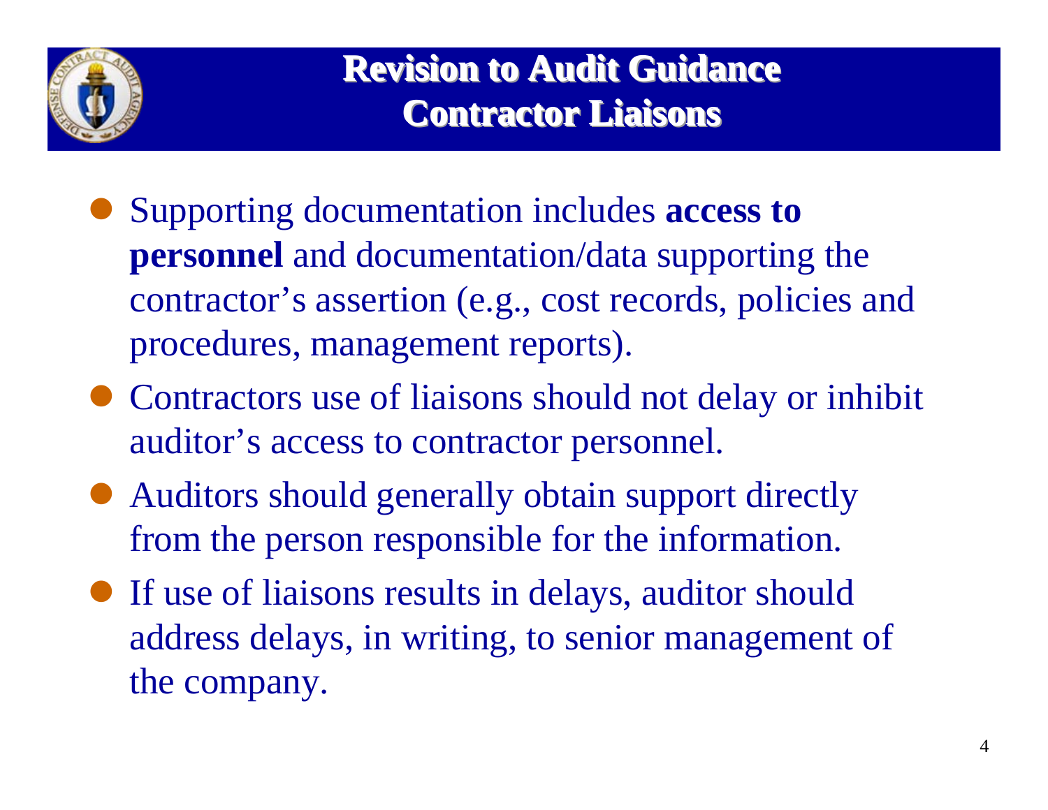# Revision to Audit Guidance
## Contractor Liaisons

- Supporting documentation includes **access to personnel** and documentation/data supporting the contractor's assertion (e.g., cost records, policies and procedures, management reports).
- Contractors use of liaisons should not delay or inhibit auditor's access to contractor personnel.
- Auditors should generally obtain support directly from the person responsible for the information.
- If use of liaisons results in delays, auditor should address delays, in writing, to senior management of the company.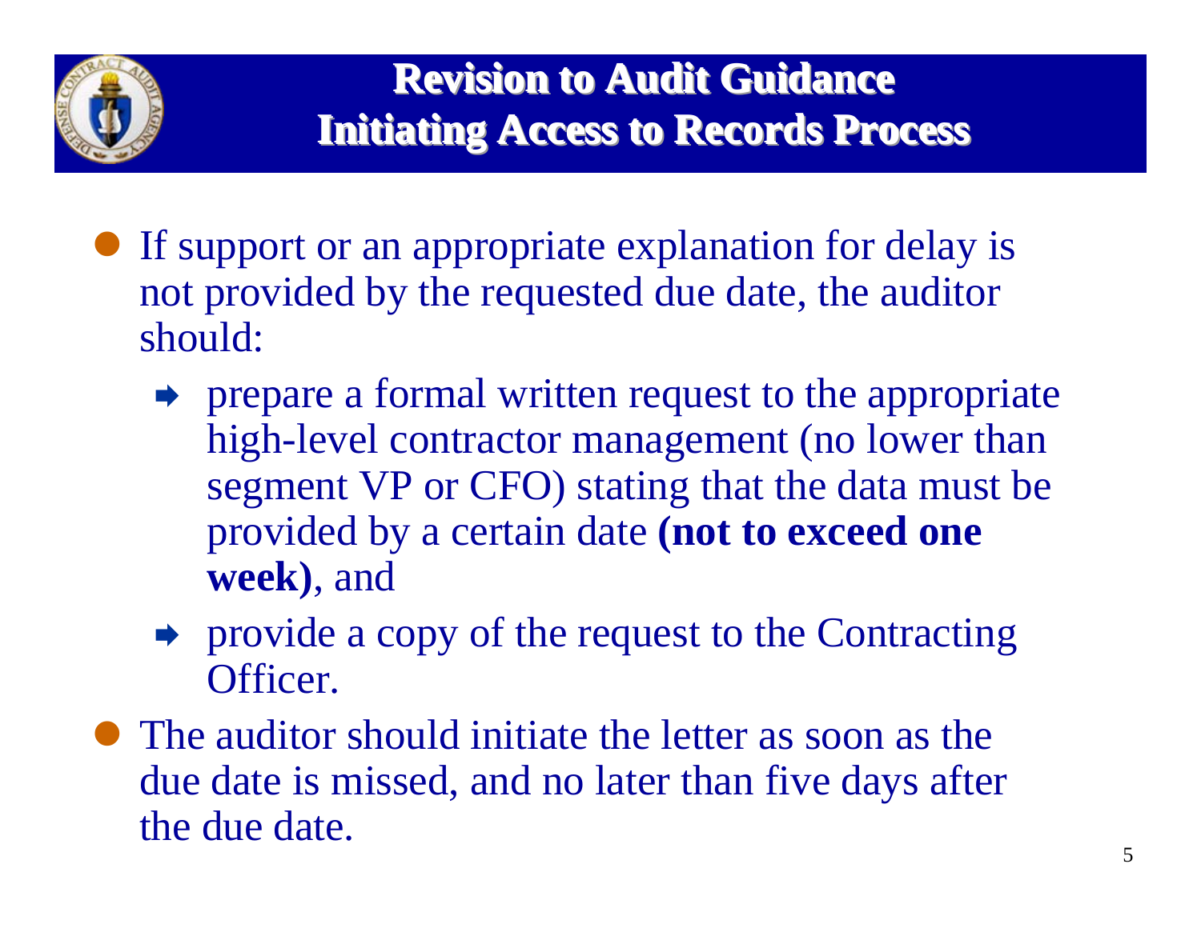# Revision to Audit Guidance
# Initiating Access to Records Process

- If support or an appropriate explanation for delay is not provided by the requested due date, the auditor should:
  - prepare a formal written request to the appropriate high-level contractor management (no lower than segment VP or CFO) stating that the data must be provided by a certain date **(not to exceed one week)**, and
  - provide a copy of the request to the Contracting Officer.
- The auditor should initiate the letter as soon as the due date is missed, and no later than five days after the due date.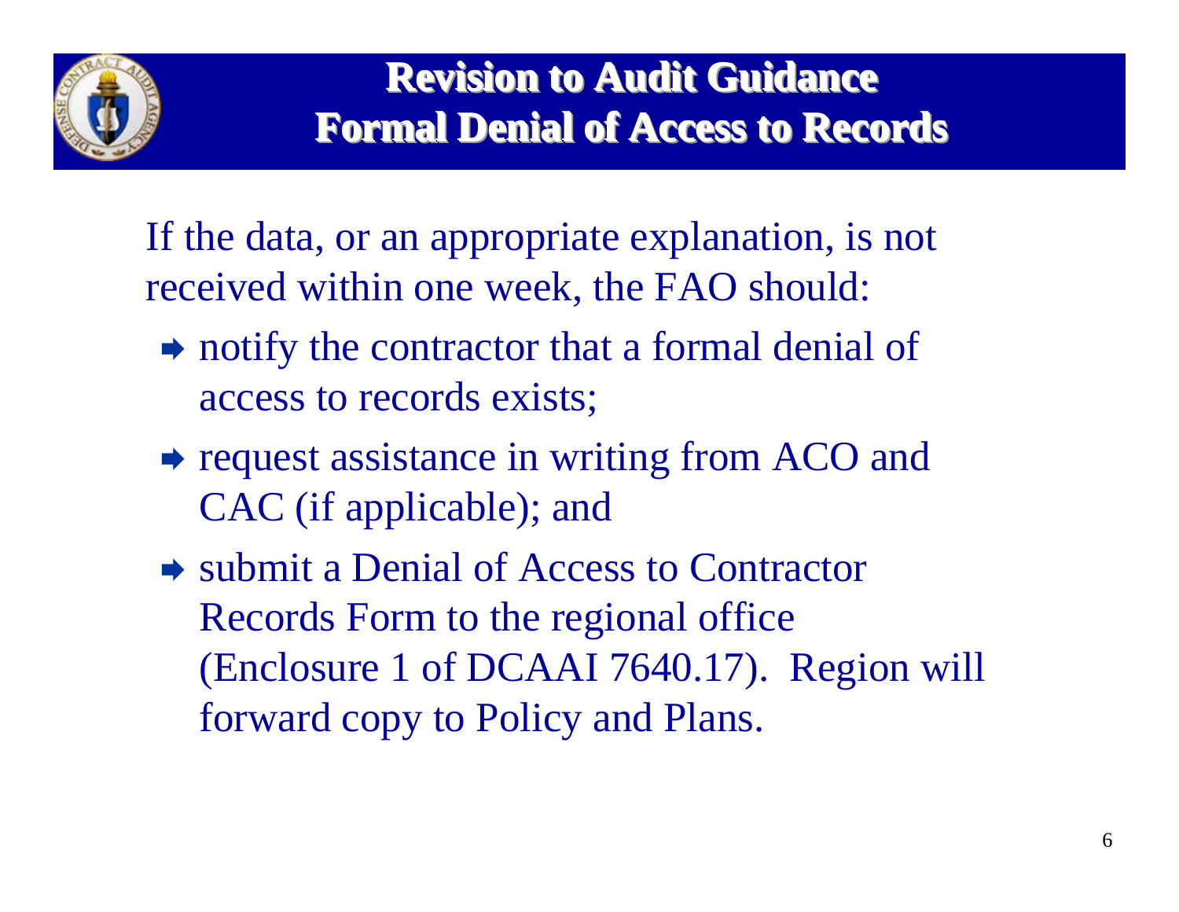# Revision to Audit Guidance
## Formal Denial of Access to Records

If the data, or an appropriate explanation, is not received within one week, the FAO should:

- notify the contractor that a formal denial of access to records exists;
- request assistance in writing from ACO and CAC (if applicable); and
- submit a Denial of Access to Contractor Records Form to the regional office (Enclosure 1 of DCAAI 7640.17). Region will forward copy to Policy and Plans.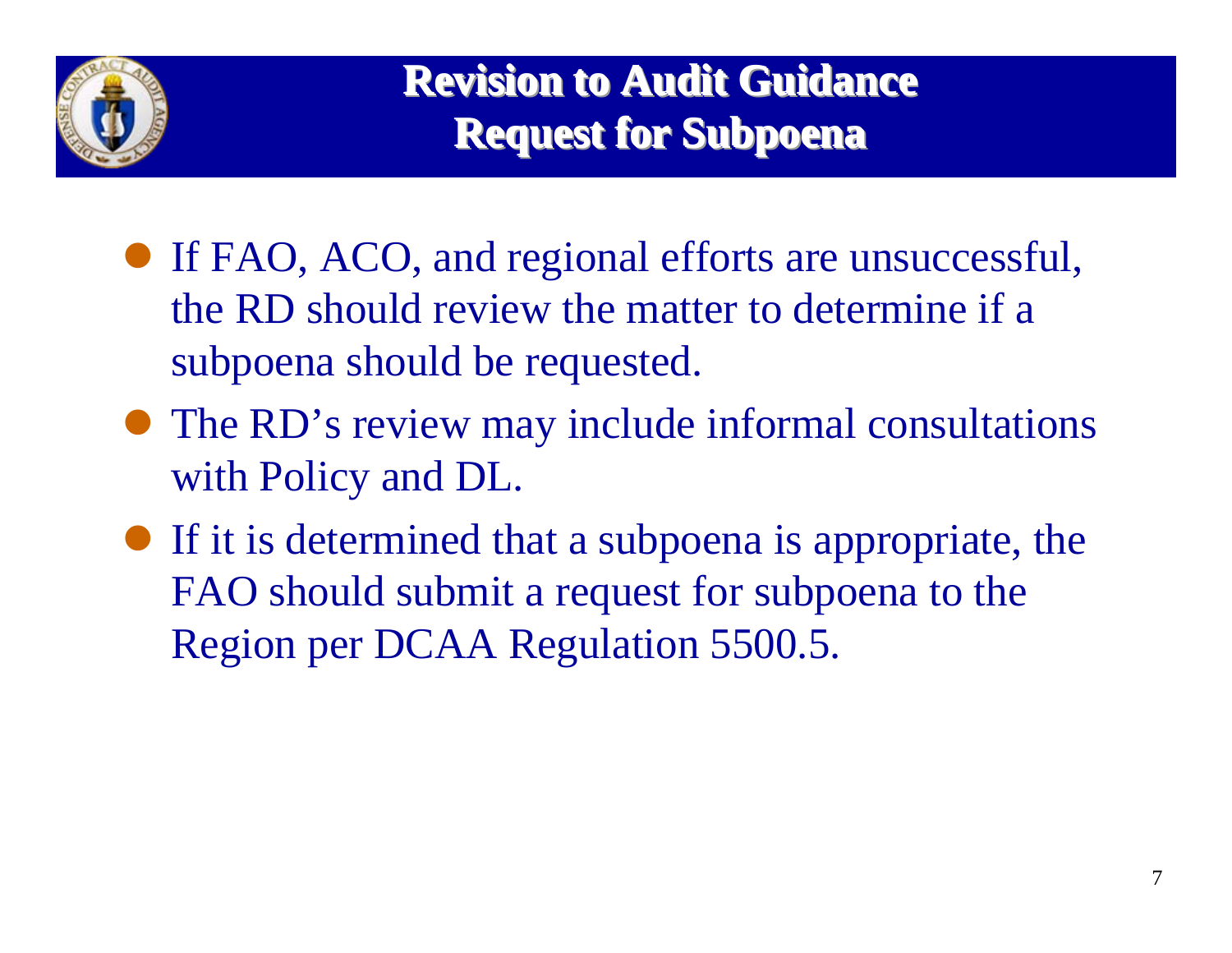# Revision to Audit Guidance
## Request for Subpoena

- If FAO, ACO, and regional efforts are unsuccessful, the RD should review the matter to determine if a subpoena should be requested.
- The RD's review may include informal consultations with Policy and DL.
- If it is determined that a subpoena is appropriate, the FAO should submit a request for subpoena to the Region per DCAA Regulation 5500.5.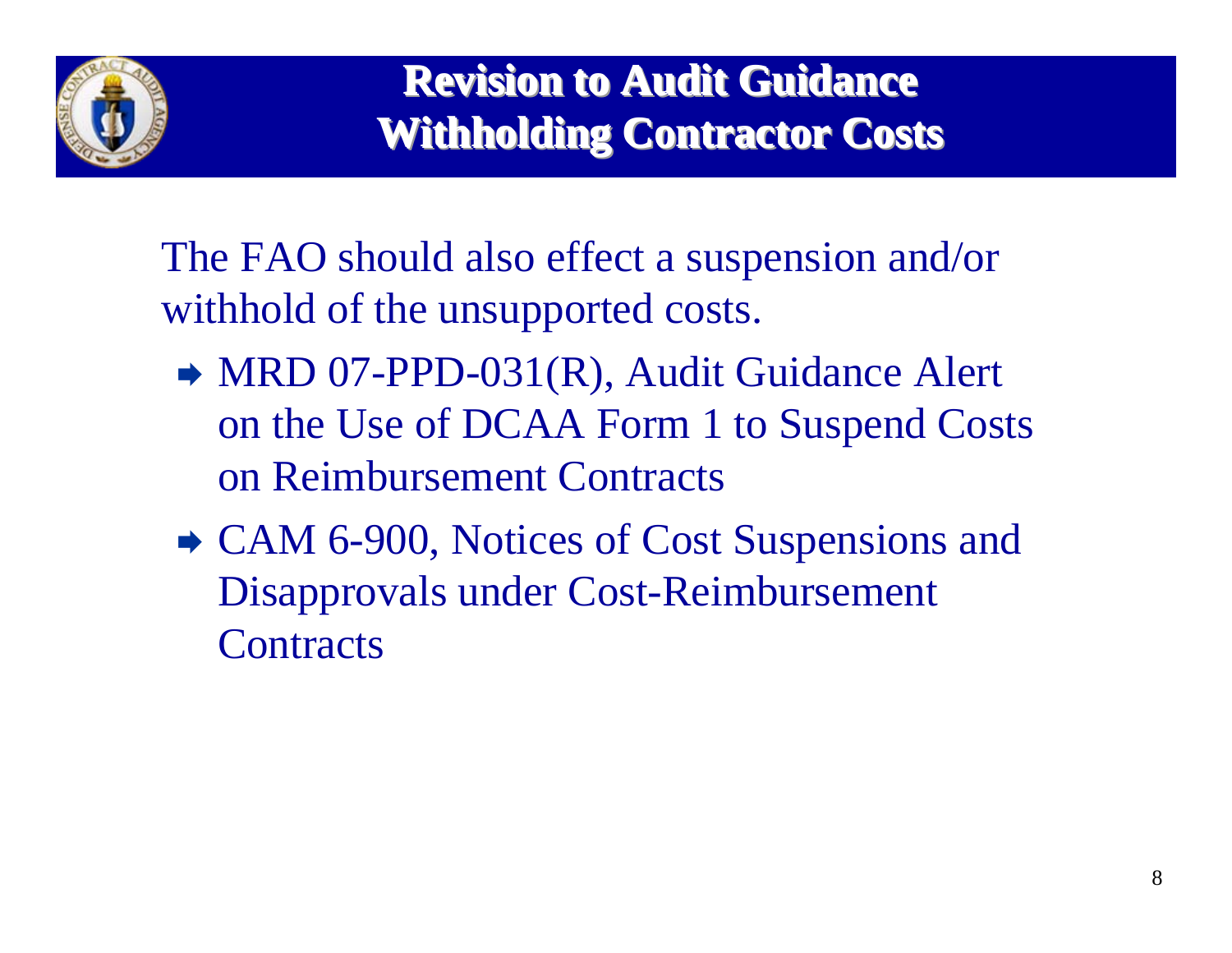# Revision to Audit Guidance
## Withholding Contractor Costs

The FAO should also effect a suspension and/or withhold of the unsupported costs.

- MRD 07-PPD-031(R), Audit Guidance Alert on the Use of DCAA Form 1 to Suspend Costs on Reimbursement Contracts
- CAM 6-900, Notices of Cost Suspensions and Disapprovals under Cost-Reimbursement Contracts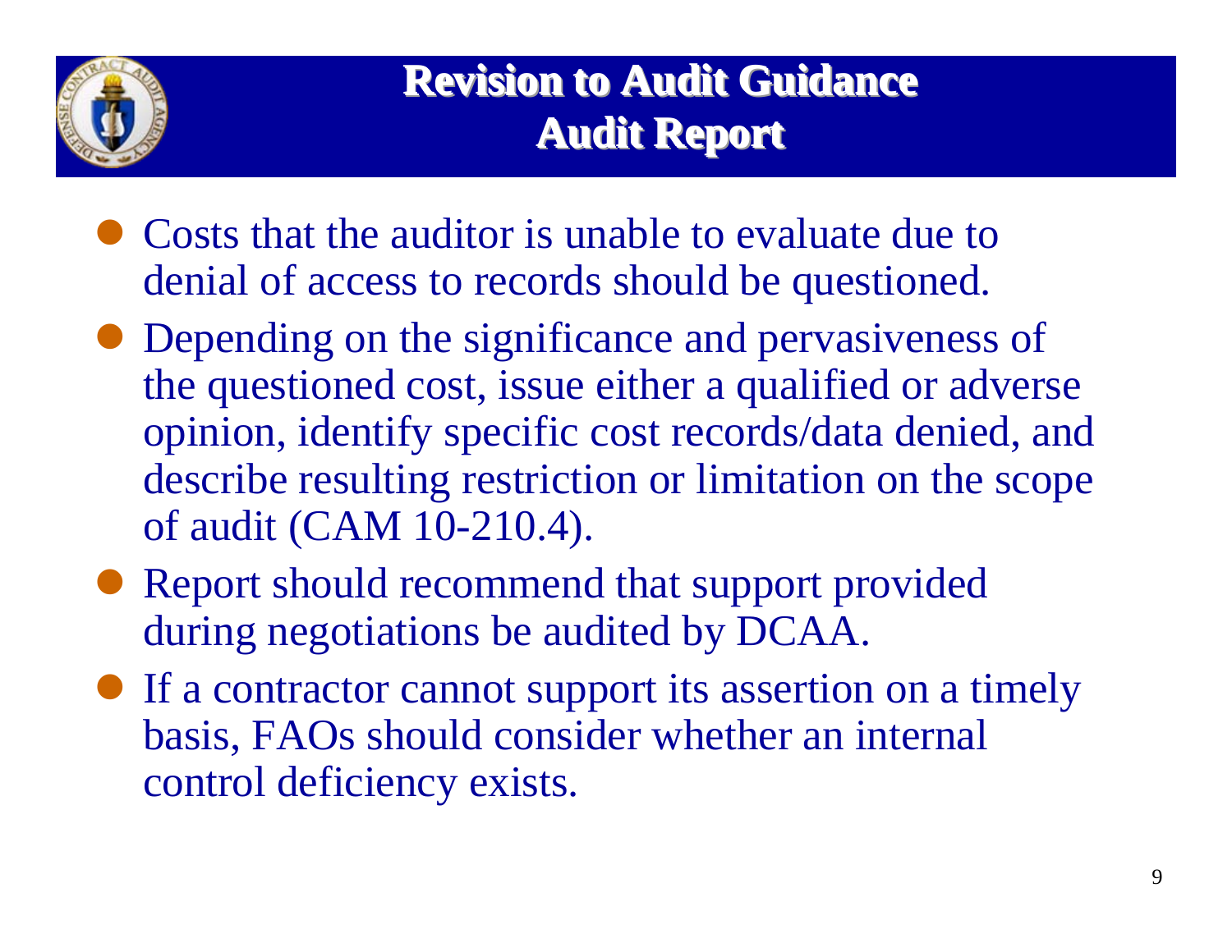# Revision to Audit Guidance
## Audit Report

- Costs that the auditor is unable to evaluate due to denial of access to records should be questioned.
- Depending on the significance and pervasiveness of the questioned cost, issue either a qualified or adverse opinion, identify specific cost records/data denied, and describe resulting restriction or limitation on the scope of audit (CAM 10-210.4).
- Report should recommend that support provided during negotiations be audited by DCAA.
- If a contractor cannot support its assertion on a timely basis, FAOs should consider whether an internal control deficiency exists.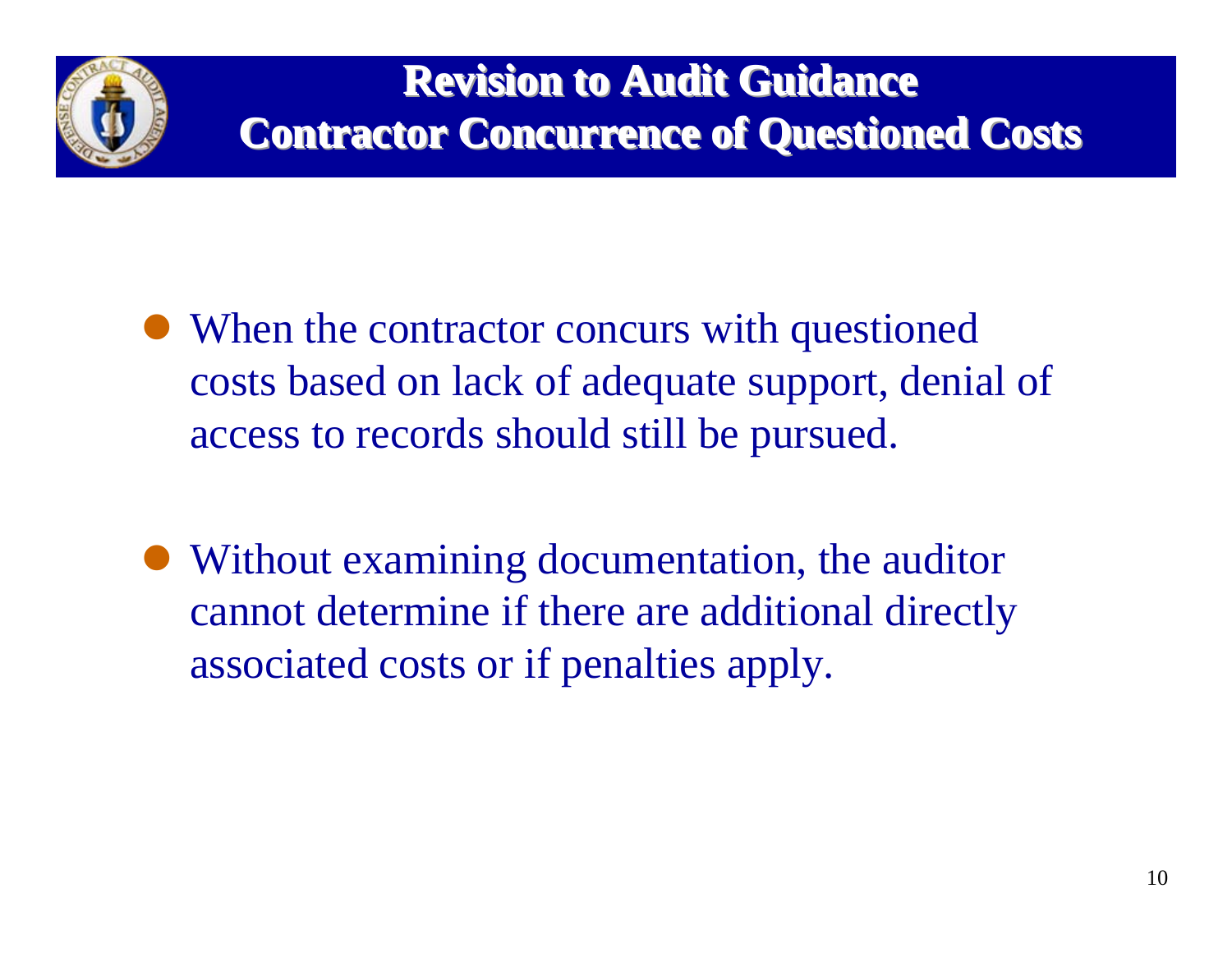# Revision to Audit Guidance
## Contractor Concurrence of Questioned Costs

- When the contractor concurs with questioned costs based on lack of adequate support, denial of access to records should still be pursued.

- Without examining documentation, the auditor cannot determine if there are additional directly associated costs or if penalties apply.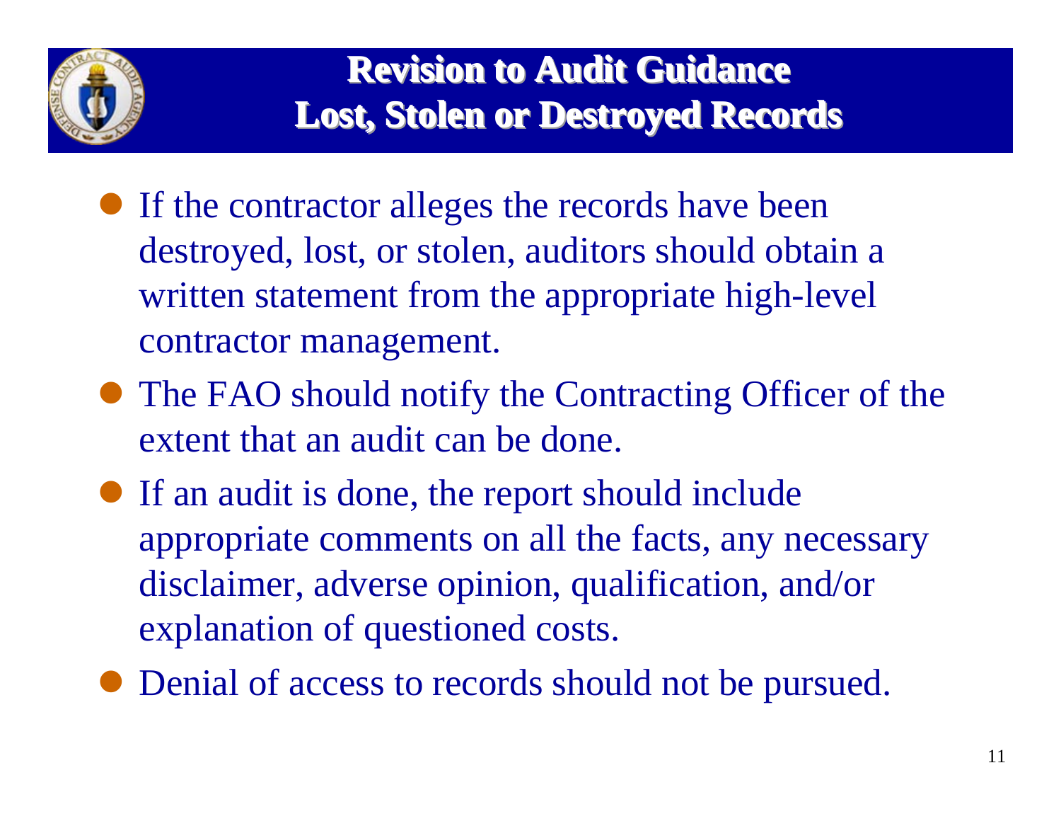# Revision to Audit Guidance
## Lost, Stolen or Destroyed Records

- If the contractor alleges the records have been destroyed, lost, or stolen, auditors should obtain a written statement from the appropriate high-level contractor management.
- The FAO should notify the Contracting Officer of the extent that an audit can be done.
- If an audit is done, the report should include appropriate comments on all the facts, any necessary disclaimer, adverse opinion, qualification, and/or explanation of questioned costs.
- Denial of access to records should not be pursued.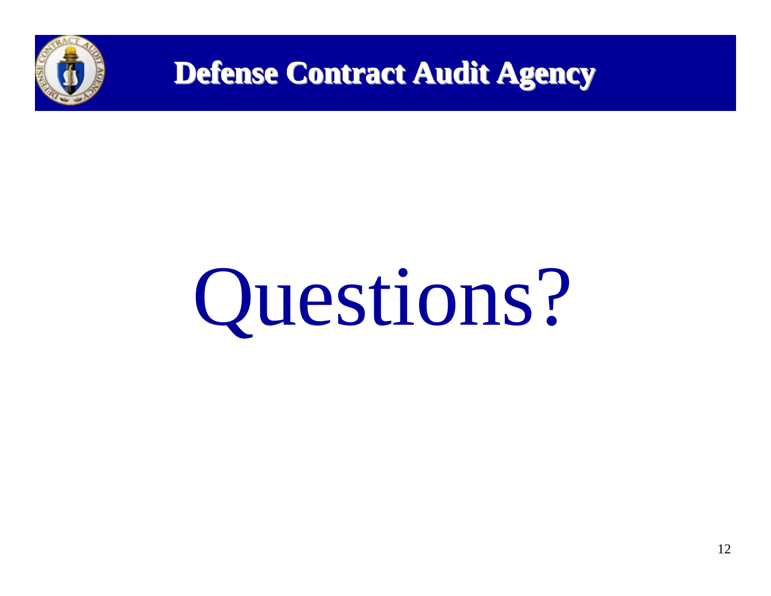# Defense Contract Audit Agency

# Questions?